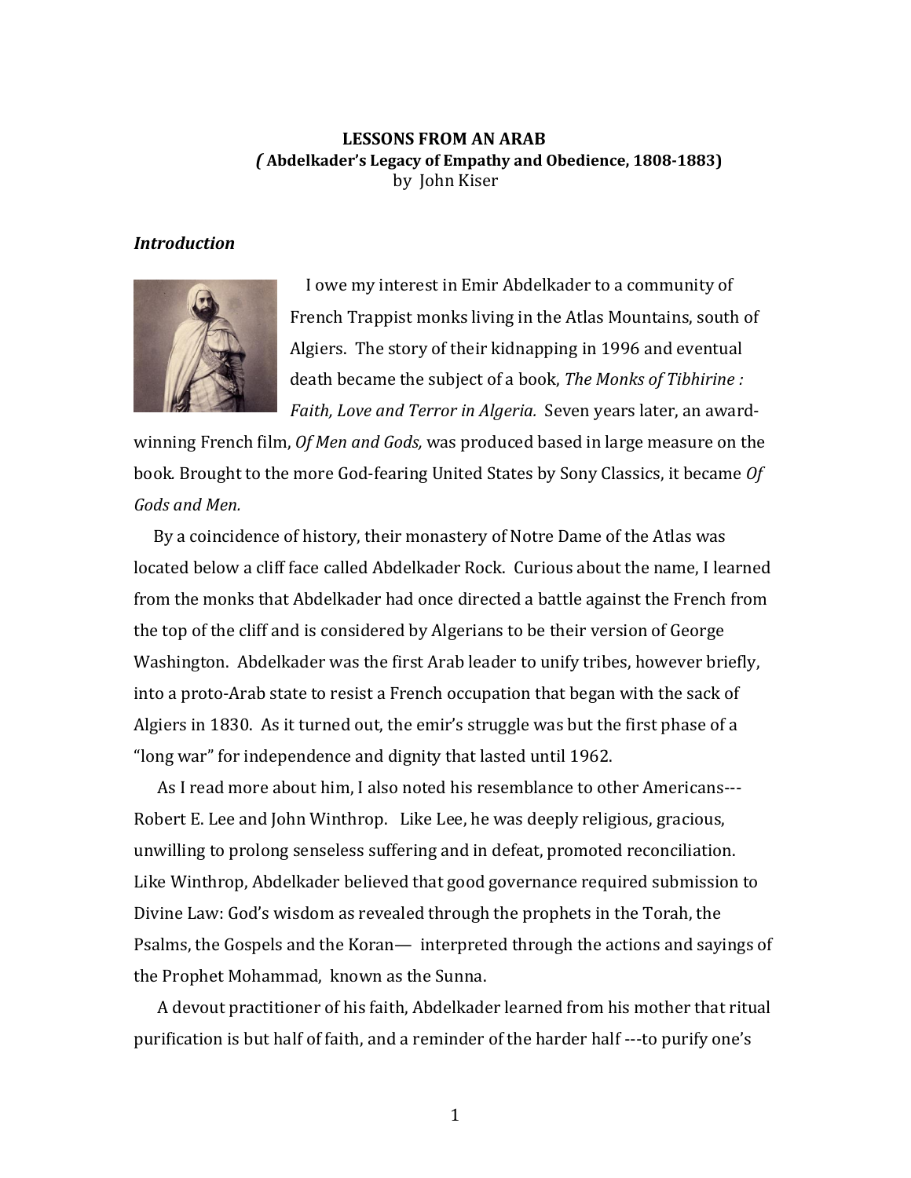**LESSONS FROM AN ARAB**

**( Abdelkader's Legacy of Empathy and Obedience, 1808-1883)**

by John Kiser

### *Introduction*

I owe my interest in Emir Abdelkader to a community of French Trappist monks living in the Atlas Mountains, south of Algiers. The story of their kidnapping in 1996 and eventual death became the subject of a book, *The Monks of Tibhirine : Faith, Love and Terror in Algeria.* Seven years later, an award-winning French film, *Of Men and Gods,* was produced based in large measure on the book. Brought to the more God-fearing United States by Sony Classics, it became *Of Gods and Men.*

By a coincidence of history, their monastery of Notre Dame of the Atlas was located below a cliff face called Abdelkader Rock. Curious about the name, I learned from the monks that Abdelkader had once directed a battle against the French from the top of the cliff and is considered by Algerians to be their version of George Washington. Abdelkader was the first Arab leader to unify tribes, however briefly, into a proto-Arab state to resist a French occupation that began with the sack of Algiers in 1830. As it turned out, the emir's struggle was but the first phase of a "long war" for independence and dignity that lasted until 1962.

As I read more about him, I also noted his resemblance to other Americans---Robert E. Lee and John Winthrop. Like Lee, he was deeply religious, gracious, unwilling to prolong senseless suffering and in defeat, promoted reconciliation. Like Winthrop, Abdelkader believed that good governance required submission to Divine Law: God's wisdom as revealed through the prophets in the Torah, the Psalms, the Gospels and the Koran— interpreted through the actions and sayings of the Prophet Mohammad, known as the Sunna.

A devout practitioner of his faith, Abdelkader learned from his mother that ritual purification is but half of faith, and a reminder of the harder half ---to purify one's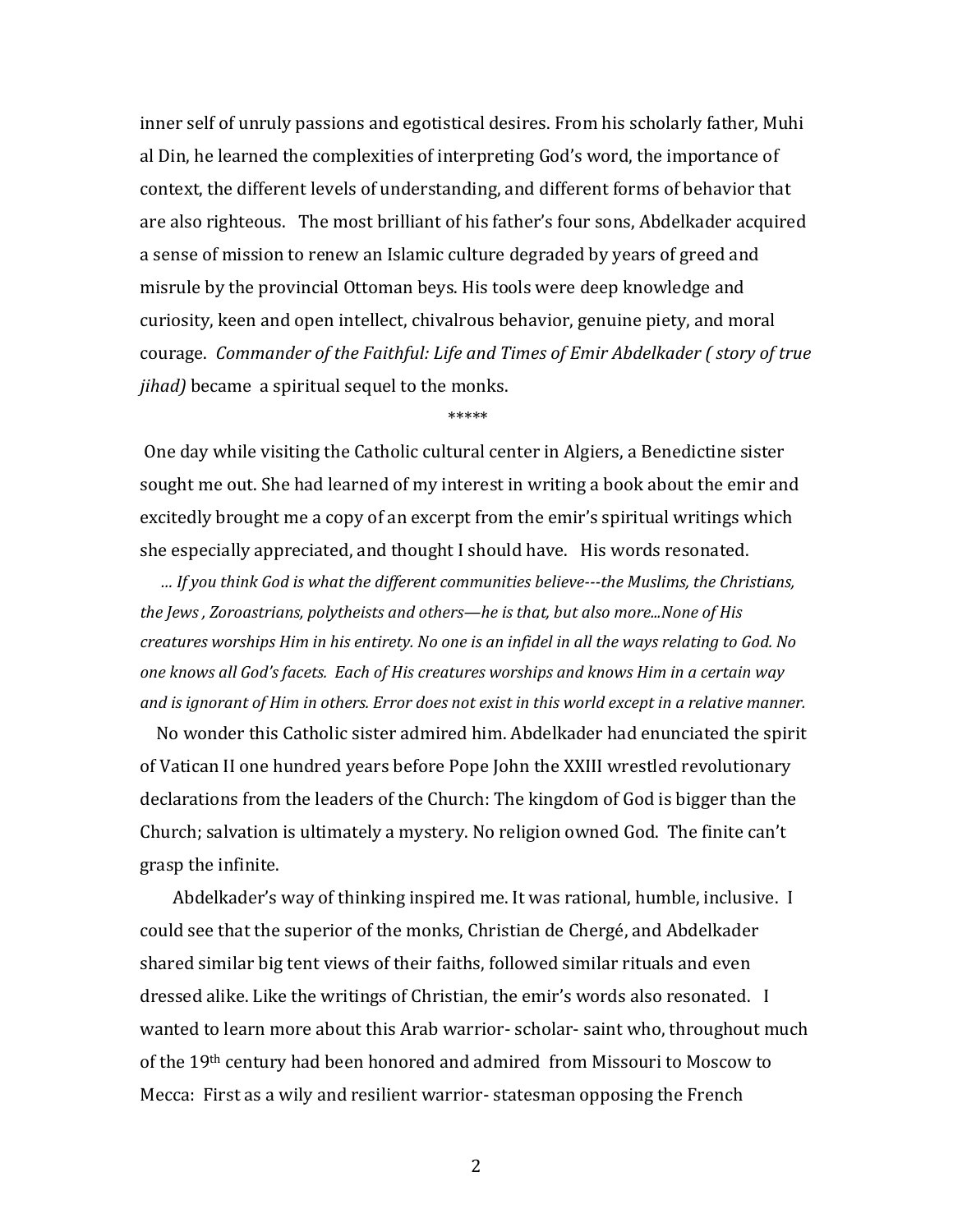inner self of unruly passions and egotistical desires. From his scholarly father, Muhi al Din, he learned the complexities of interpreting God's word, the importance of context, the different levels of understanding, and different forms of behavior that are also righteous. The most brilliant of his father's four sons, Abdelkader acquired a sense of mission to renew an Islamic culture degraded by years of greed and misrule by the provincial Ottoman beys. His tools were deep knowledge and curiosity, keen and open intellect, chivalrous behavior, genuine piety, and moral courage. *Commander of the Faithful: Life and Times of Emir Abdelkader ( story of true jihad)* became a spiritual sequel to the monks.

*****

One day while visiting the Catholic cultural center in Algiers, a Benedictine sister sought me out. She had learned of my interest in writing a book about the emir and excitedly brought me a copy of an excerpt from the emir's spiritual writings which she especially appreciated, and thought I should have. His words resonated.

*... If you think God is what the different communities believe---the Muslims, the Christians, the Jews , Zoroastrians, polytheists and others—he is that, but also more...None of His creatures worships Him in his entirety. No one is an infidel in all the ways relating to God. No one knows all God's facets. Each of His creatures worships and knows Him in a certain way and is ignorant of Him in others. Error does not exist in this world except in a relative manner.*

No wonder this Catholic sister admired him. Abdelkader had enunciated the spirit of Vatican II one hundred years before Pope John the XXIII wrestled revolutionary declarations from the leaders of the Church: The kingdom of God is bigger than the Church; salvation is ultimately a mystery. No religion owned God. The finite can't grasp the infinite.

Abdelkader's way of thinking inspired me. It was rational, humble, inclusive. I could see that the superior of the monks, Christian de Chergé, and Abdelkader shared similar big tent views of their faiths, followed similar rituals and even dressed alike. Like the writings of Christian, the emir's words also resonated. I wanted to learn more about this Arab warrior- scholar- saint who, throughout much of the 19th century had been honored and admired from Missouri to Moscow to Mecca: First as a wily and resilient warrior- statesman opposing the French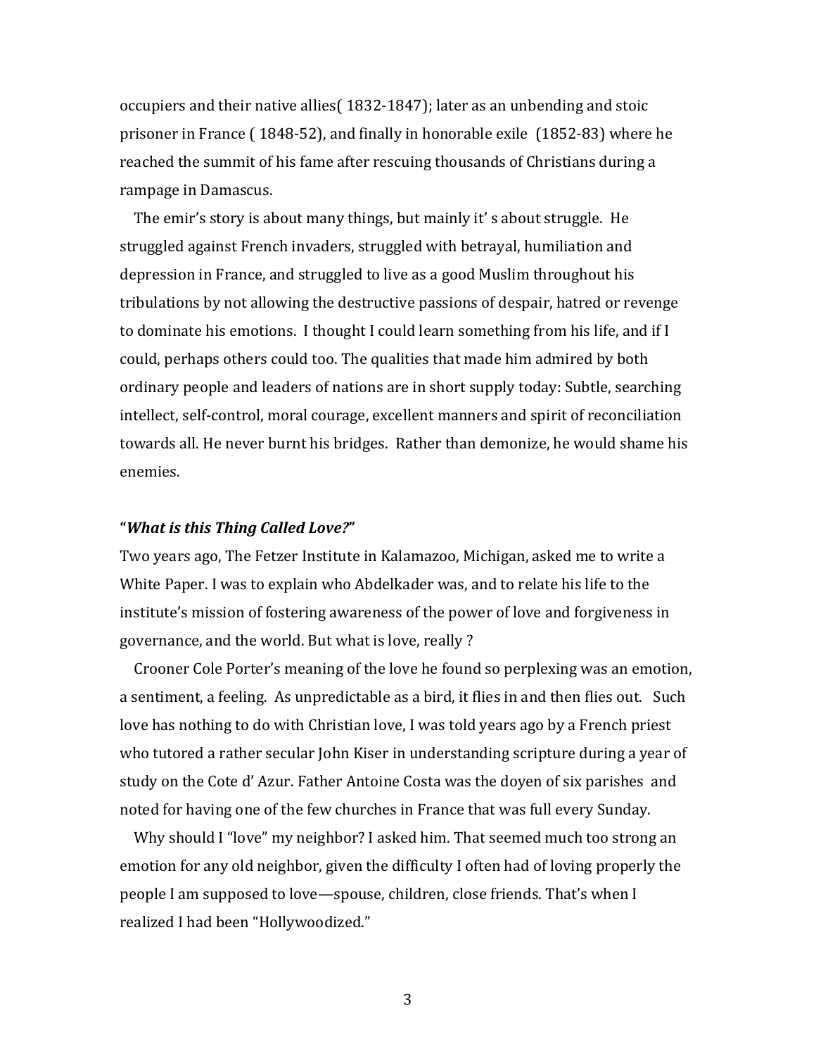occupiers and their native allies( 1832-1847); later as an unbending and stoic prisoner in France ( 1848-52), and finally in honorable exile (1852-83) where he reached the summit of his fame after rescuing thousands of Christians during a rampage in Damascus.

The emir's story is about many things, but mainly it' s about struggle. He struggled against French invaders, struggled with betrayal, humiliation and depression in France, and struggled to live as a good Muslim throughout his tribulations by not allowing the destructive passions of despair, hatred or revenge to dominate his emotions. I thought I could learn something from his life, and if I could, perhaps others could too. The qualities that made him admired by both ordinary people and leaders of nations are in short supply today: Subtle, searching intellect, self-control, moral courage, excellent manners and spirit of reconciliation towards all. He never burnt his bridges. Rather than demonize, he would shame his enemies.

### **"*What is this Thing Called Love?*"**

Two years ago, The Fetzer Institute in Kalamazoo, Michigan, asked me to write a White Paper. I was to explain who Abdelkader was, and to relate his life to the institute's mission of fostering awareness of the power of love and forgiveness in governance, and the world. But what is love, really ?

Crooner Cole Porter's meaning of the love he found so perplexing was an emotion, a sentiment, a feeling. As unpredictable as a bird, it flies in and then flies out. Such love has nothing to do with Christian love, I was told years ago by a French priest who tutored a rather secular John Kiser in understanding scripture during a year of study on the Cote d' Azur. Father Antoine Costa was the doyen of six parishes and noted for having one of the few churches in France that was full every Sunday.

Why should I "love" my neighbor? I asked him. That seemed much too strong an emotion for any old neighbor, given the difficulty I often had of loving properly the people I am supposed to love—spouse, children, close friends. That's when I realized I had been "Hollywoodized."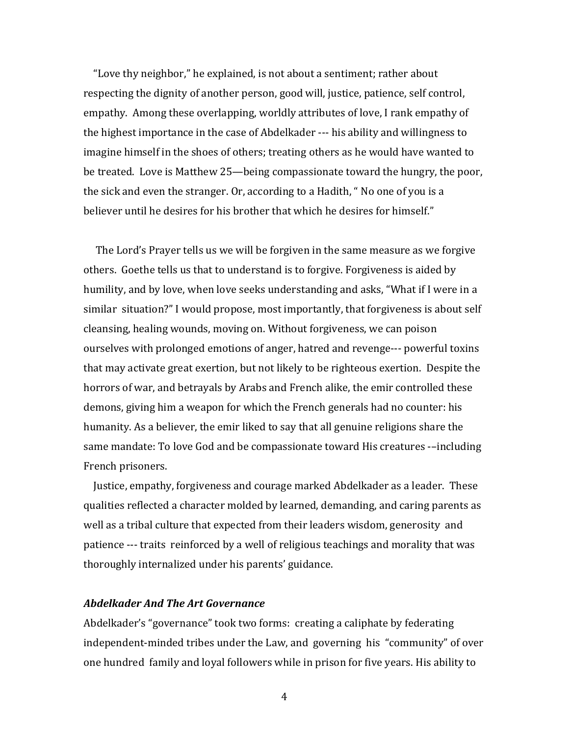"Love thy neighbor," he explained, is not about a sentiment; rather about respecting the dignity of another person, good will, justice, patience, self control, empathy. Among these overlapping, worldly attributes of love, I rank empathy of the highest importance in the case of Abdelkader --- his ability and willingness to imagine himself in the shoes of others; treating others as he would have wanted to be treated. Love is Matthew 25—being compassionate toward the hungry, the poor, the sick and even the stranger. Or, according to a Hadith, " No one of you is a believer until he desires for his brother that which he desires for himself."

The Lord's Prayer tells us we will be forgiven in the same measure as we forgive others. Goethe tells us that to understand is to forgive. Forgiveness is aided by humility, and by love, when love seeks understanding and asks, "What if I were in a similar situation?" I would propose, most importantly, that forgiveness is about self cleansing, healing wounds, moving on. Without forgiveness, we can poison ourselves with prolonged emotions of anger, hatred and revenge--- powerful toxins that may activate great exertion, but not likely to be righteous exertion. Despite the horrors of war, and betrayals by Arabs and French alike, the emir controlled these demons, giving him a weapon for which the French generals had no counter: his humanity. As a believer, the emir liked to say that all genuine religions share the same mandate: To love God and be compassionate toward His creatures -–including French prisoners.

Justice, empathy, forgiveness and courage marked Abdelkader as a leader. These qualities reflected a character molded by learned, demanding, and caring parents as well as a tribal culture that expected from their leaders wisdom, generosity and patience --- traits reinforced by a well of religious teachings and morality that was thoroughly internalized under his parents' guidance.

### *Abdelkader And The Art Governance*

Abdelkader's "governance" took two forms: creating a caliphate by federating independent-minded tribes under the Law, and governing his "community" of over one hundred family and loyal followers while in prison for five years. His ability to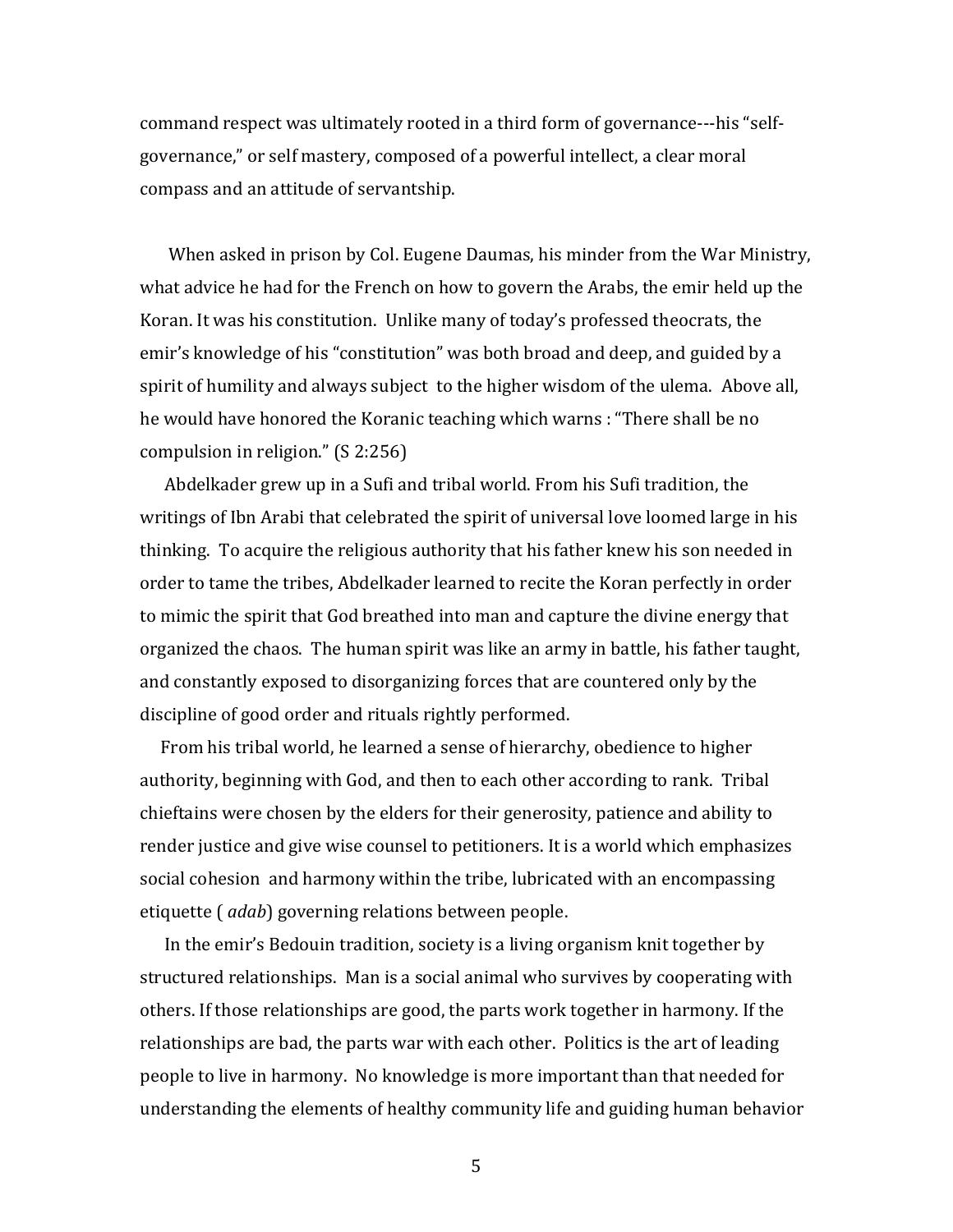command respect was ultimately rooted in a third form of governance---his "self-governance," or self mastery, composed of a powerful intellect, a clear moral compass and an attitude of servantship.

When asked in prison by Col. Eugene Daumas, his minder from the War Ministry, what advice he had for the French on how to govern the Arabs, the emir held up the Koran. It was his constitution. Unlike many of today's professed theocrats, the emir's knowledge of his "constitution" was both broad and deep, and guided by a spirit of humility and always subject to the higher wisdom of the ulema. Above all, he would have honored the Koranic teaching which warns : "There shall be no compulsion in religion." (S 2:256)

Abdelkader grew up in a Sufi and tribal world. From his Sufi tradition, the writings of Ibn Arabi that celebrated the spirit of universal love loomed large in his thinking. To acquire the religious authority that his father knew his son needed in order to tame the tribes, Abdelkader learned to recite the Koran perfectly in order to mimic the spirit that God breathed into man and capture the divine energy that organized the chaos. The human spirit was like an army in battle, his father taught, and constantly exposed to disorganizing forces that are countered only by the discipline of good order and rituals rightly performed.

From his tribal world, he learned a sense of hierarchy, obedience to higher authority, beginning with God, and then to each other according to rank. Tribal chieftains were chosen by the elders for their generosity, patience and ability to render justice and give wise counsel to petitioners. It is a world which emphasizes social cohesion and harmony within the tribe, lubricated with an encompassing etiquette ( *adab*) governing relations between people.

In the emir's Bedouin tradition, society is a living organism knit together by structured relationships. Man is a social animal who survives by cooperating with others. If those relationships are good, the parts work together in harmony. If the relationships are bad, the parts war with each other. Politics is the art of leading people to live in harmony. No knowledge is more important than that needed for understanding the elements of healthy community life and guiding human behavior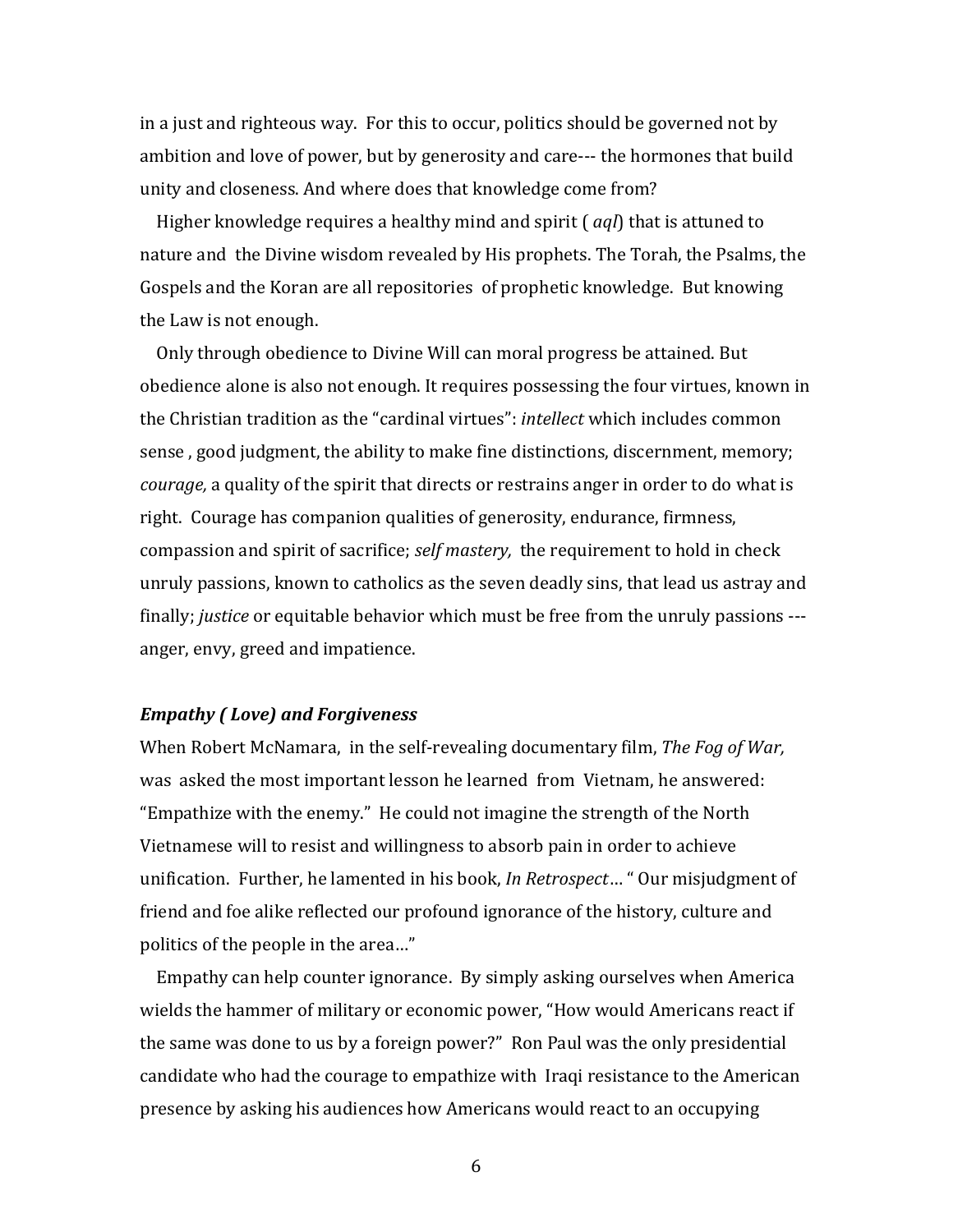in a just and righteous way. For this to occur, politics should be governed not by ambition and love of power, but by generosity and care--- the hormones that build unity and closeness. And where does that knowledge come from?

Higher knowledge requires a healthy mind and spirit ( *aql*) that is attuned to nature and the Divine wisdom revealed by His prophets. The Torah, the Psalms, the Gospels and the Koran are all repositories of prophetic knowledge. But knowing the Law is not enough.

Only through obedience to Divine Will can moral progress be attained. But obedience alone is also not enough. It requires possessing the four virtues, known in the Christian tradition as the "cardinal virtues": *intellect* which includes common sense , good judgment, the ability to make fine distinctions, discernment, memory; *courage,* a quality of the spirit that directs or restrains anger in order to do what is right. Courage has companion qualities of generosity, endurance, firmness, compassion and spirit of sacrifice; *self mastery,* the requirement to hold in check unruly passions, known to catholics as the seven deadly sins, that lead us astray and finally; *justice* or equitable behavior which must be free from the unruly passions --- anger, envy, greed and impatience.

### *Empathy ( Love) and Forgiveness*

When Robert McNamara, in the self-revealing documentary film, *The Fog of War,* was asked the most important lesson he learned from Vietnam, he answered: "Empathize with the enemy." He could not imagine the strength of the North Vietnamese will to resist and willingness to absorb pain in order to achieve unification. Further, he lamented in his book, *In Retrospect*… " Our misjudgment of friend and foe alike reflected our profound ignorance of the history, culture and politics of the people in the area…"

Empathy can help counter ignorance. By simply asking ourselves when America wields the hammer of military or economic power, "How would Americans react if the same was done to us by a foreign power?" Ron Paul was the only presidential candidate who had the courage to empathize with Iraqi resistance to the American presence by asking his audiences how Americans would react to an occupying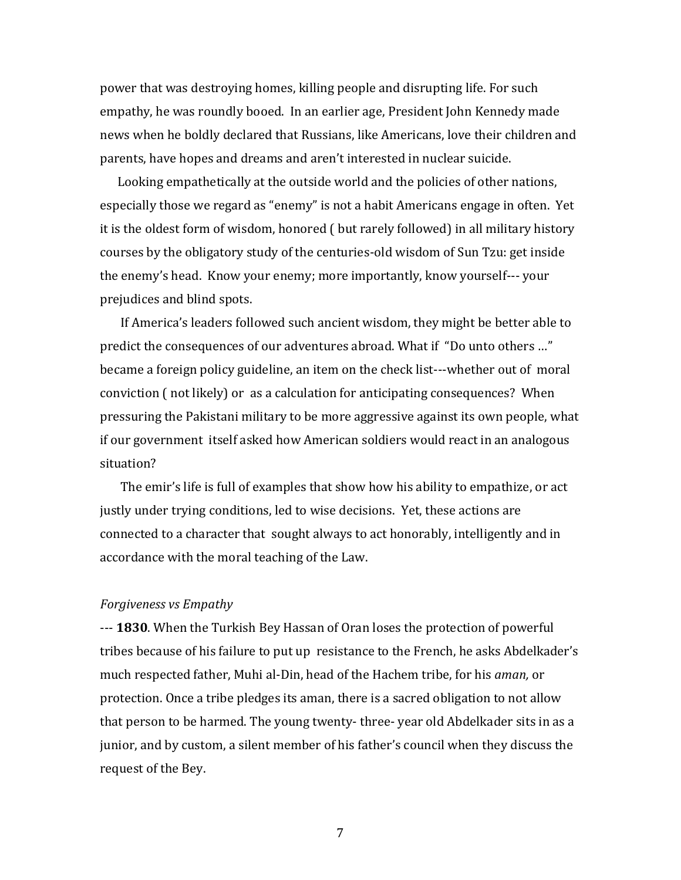power that was destroying homes, killing people and disrupting life. For such empathy, he was roundly booed. In an earlier age, President John Kennedy made news when he boldly declared that Russians, like Americans, love their children and parents, have hopes and dreams and aren't interested in nuclear suicide.

Looking empathetically at the outside world and the policies of other nations, especially those we regard as "enemy" is not a habit Americans engage in often. Yet it is the oldest form of wisdom, honored ( but rarely followed) in all military history courses by the obligatory study of the centuries-old wisdom of Sun Tzu: get inside the enemy's head. Know your enemy; more importantly, know yourself--- your prejudices and blind spots.

If America's leaders followed such ancient wisdom, they might be better able to predict the consequences of our adventures abroad. What if "Do unto others …" became a foreign policy guideline, an item on the check list---whether out of moral conviction ( not likely) or as a calculation for anticipating consequences? When pressuring the Pakistani military to be more aggressive against its own people, what if our government itself asked how American soldiers would react in an analogous situation?

The emir's life is full of examples that show how his ability to empathize, or act justly under trying conditions, led to wise decisions. Yet, these actions are connected to a character that sought always to act honorably, intelligently and in accordance with the moral teaching of the Law.

*Forgiveness vs Empathy*

--- **1830**. When the Turkish Bey Hassan of Oran loses the protection of powerful tribes because of his failure to put up resistance to the French, he asks Abdelkader's much respected father, Muhi al-Din, head of the Hachem tribe, for his *aman,* or protection. Once a tribe pledges its aman, there is a sacred obligation to not allow that person to be harmed. The young twenty- three- year old Abdelkader sits in as a junior, and by custom, a silent member of his father's council when they discuss the request of the Bey.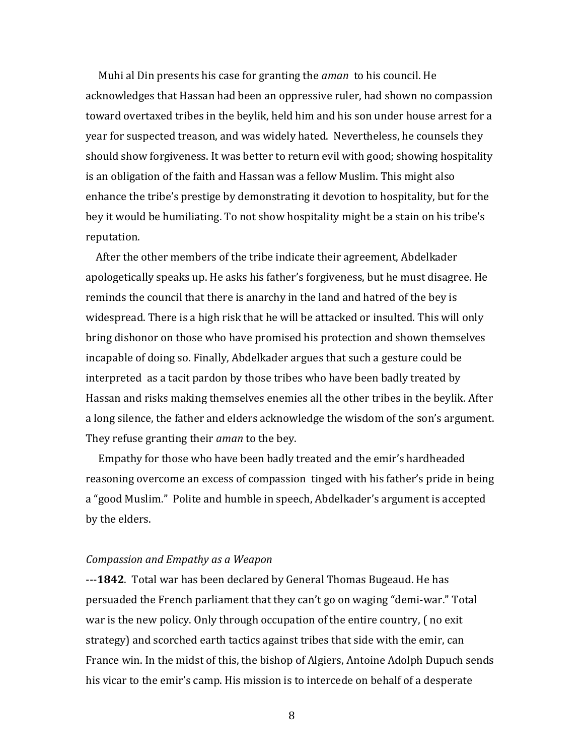Muhi al Din presents his case for granting the *aman* to his council. He acknowledges that Hassan had been an oppressive ruler, had shown no compassion toward overtaxed tribes in the beylik, held him and his son under house arrest for a year for suspected treason, and was widely hated. Nevertheless, he counsels they should show forgiveness. It was better to return evil with good; showing hospitality is an obligation of the faith and Hassan was a fellow Muslim. This might also enhance the tribe's prestige by demonstrating it devotion to hospitality, but for the bey it would be humiliating. To not show hospitality might be a stain on his tribe's reputation.

After the other members of the tribe indicate their agreement, Abdelkader apologetically speaks up. He asks his father's forgiveness, but he must disagree. He reminds the council that there is anarchy in the land and hatred of the bey is widespread. There is a high risk that he will be attacked or insulted. This will only bring dishonor on those who have promised his protection and shown themselves incapable of doing so. Finally, Abdelkader argues that such a gesture could be interpreted as a tacit pardon by those tribes who have been badly treated by Hassan and risks making themselves enemies all the other tribes in the beylik. After a long silence, the father and elders acknowledge the wisdom of the son's argument. They refuse granting their *aman* to the bey.

Empathy for those who have been badly treated and the emir's hardheaded reasoning overcome an excess of compassion tinged with his father's pride in being a "good Muslim." Polite and humble in speech, Abdelkader's argument is accepted by the elders.

*Compassion and Empathy as a Weapon*

---**1842**. Total war has been declared by General Thomas Bugeaud. He has persuaded the French parliament that they can't go on waging "demi-war." Total war is the new policy. Only through occupation of the entire country, ( no exit strategy) and scorched earth tactics against tribes that side with the emir, can France win. In the midst of this, the bishop of Algiers, Antoine Adolph Dupuch sends his vicar to the emir's camp. His mission is to intercede on behalf of a desperate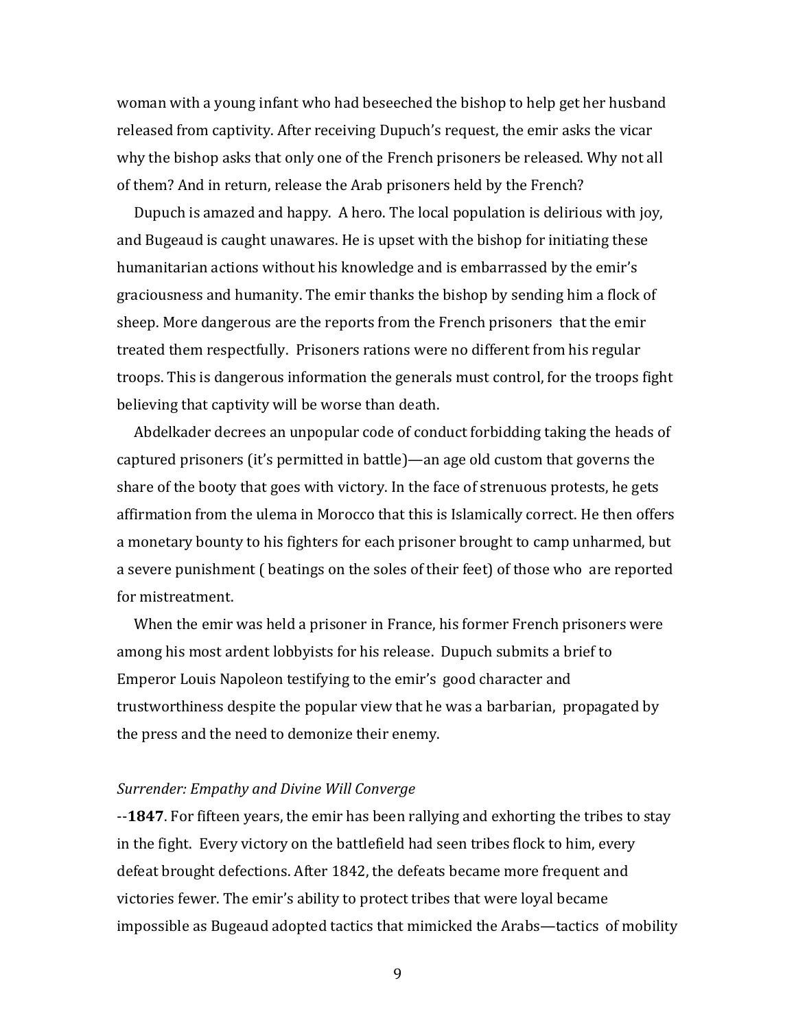woman with a young infant who had beseeched the bishop to help get her husband released from captivity. After receiving Dupuch's request, the emir asks the vicar why the bishop asks that only one of the French prisoners be released. Why not all of them? And in return, release the Arab prisoners held by the French?

Dupuch is amazed and happy. A hero. The local population is delirious with joy, and Bugeaud is caught unawares. He is upset with the bishop for initiating these humanitarian actions without his knowledge and is embarrassed by the emir's graciousness and humanity. The emir thanks the bishop by sending him a flock of sheep. More dangerous are the reports from the French prisoners that the emir treated them respectfully. Prisoners rations were no different from his regular troops. This is dangerous information the generals must control, for the troops fight believing that captivity will be worse than death.

Abdelkader decrees an unpopular code of conduct forbidding taking the heads of captured prisoners (it's permitted in battle)—an age old custom that governs the share of the booty that goes with victory. In the face of strenuous protests, he gets affirmation from the ulema in Morocco that this is Islamically correct. He then offers a monetary bounty to his fighters for each prisoner brought to camp unharmed, but a severe punishment ( beatings on the soles of their feet) of those who are reported for mistreatment.

When the emir was held a prisoner in France, his former French prisoners were among his most ardent lobbyists for his release. Dupuch submits a brief to Emperor Louis Napoleon testifying to the emir's good character and trustworthiness despite the popular view that he was a barbarian, propagated by the press and the need to demonize their enemy.

*Surrender: Empathy and Divine Will Converge*

--**1847**. For fifteen years, the emir has been rallying and exhorting the tribes to stay in the fight. Every victory on the battlefield had seen tribes flock to him, every defeat brought defections. After 1842, the defeats became more frequent and victories fewer. The emir's ability to protect tribes that were loyal became impossible as Bugeaud adopted tactics that mimicked the Arabs—tactics of mobility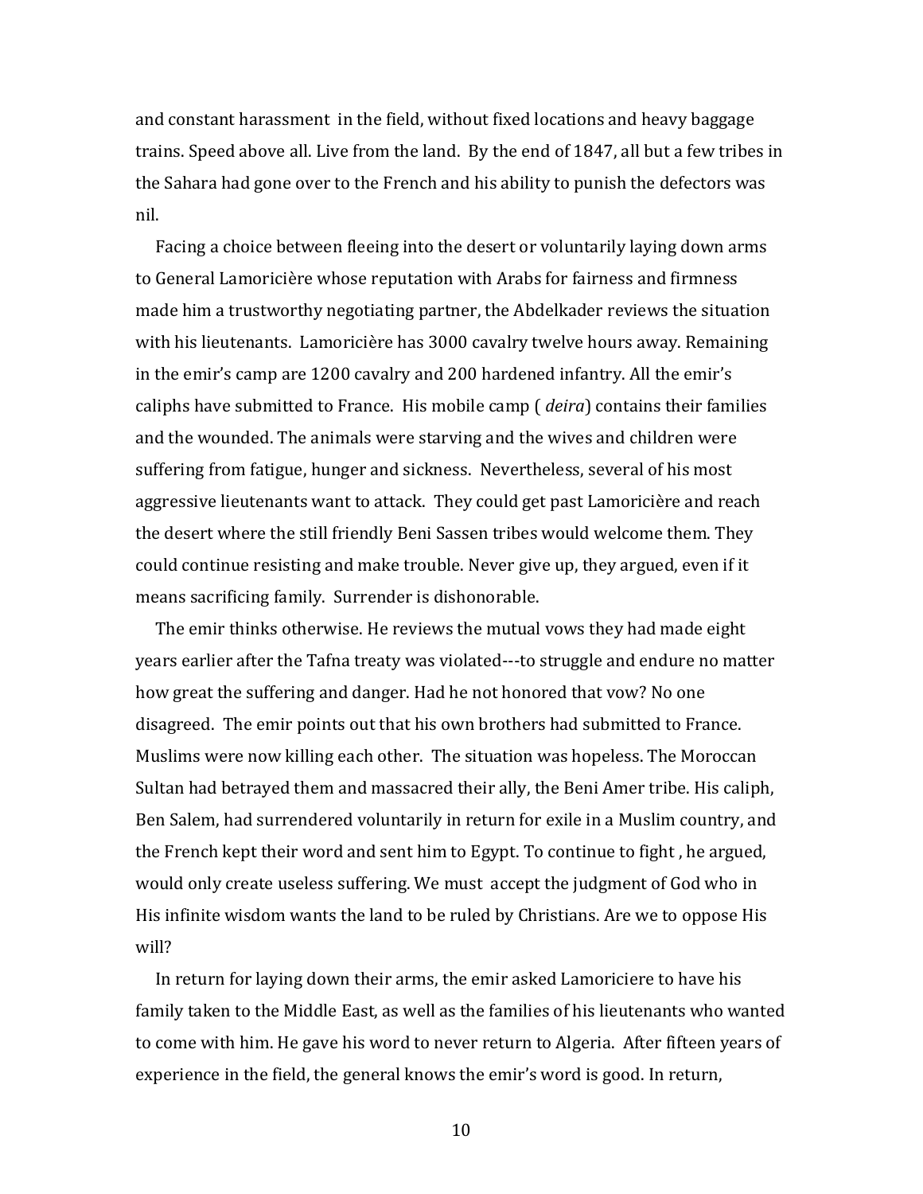and constant harassment in the field, without fixed locations and heavy baggage trains. Speed above all. Live from the land. By the end of 1847, all but a few tribes in the Sahara had gone over to the French and his ability to punish the defectors was nil.

Facing a choice between fleeing into the desert or voluntarily laying down arms to General Lamoricière whose reputation with Arabs for fairness and firmness made him a trustworthy negotiating partner, the Abdelkader reviews the situation with his lieutenants. Lamoricière has 3000 cavalry twelve hours away. Remaining in the emir's camp are 1200 cavalry and 200 hardened infantry. All the emir's caliphs have submitted to France. His mobile camp ( *deira*) contains their families and the wounded. The animals were starving and the wives and children were suffering from fatigue, hunger and sickness. Nevertheless, several of his most aggressive lieutenants want to attack. They could get past Lamoricière and reach the desert where the still friendly Beni Sassen tribes would welcome them. They could continue resisting and make trouble. Never give up, they argued, even if it means sacrificing family. Surrender is dishonorable.

The emir thinks otherwise. He reviews the mutual vows they had made eight years earlier after the Tafna treaty was violated---to struggle and endure no matter how great the suffering and danger. Had he not honored that vow? No one disagreed. The emir points out that his own brothers had submitted to France. Muslims were now killing each other. The situation was hopeless. The Moroccan Sultan had betrayed them and massacred their ally, the Beni Amer tribe. His caliph, Ben Salem, had surrendered voluntarily in return for exile in a Muslim country, and the French kept their word and sent him to Egypt. To continue to fight , he argued, would only create useless suffering. We must accept the judgment of God who in His infinite wisdom wants the land to be ruled by Christians. Are we to oppose His will?

In return for laying down their arms, the emir asked Lamoriciere to have his family taken to the Middle East, as well as the families of his lieutenants who wanted to come with him. He gave his word to never return to Algeria. After fifteen years of experience in the field, the general knows the emir's word is good. In return,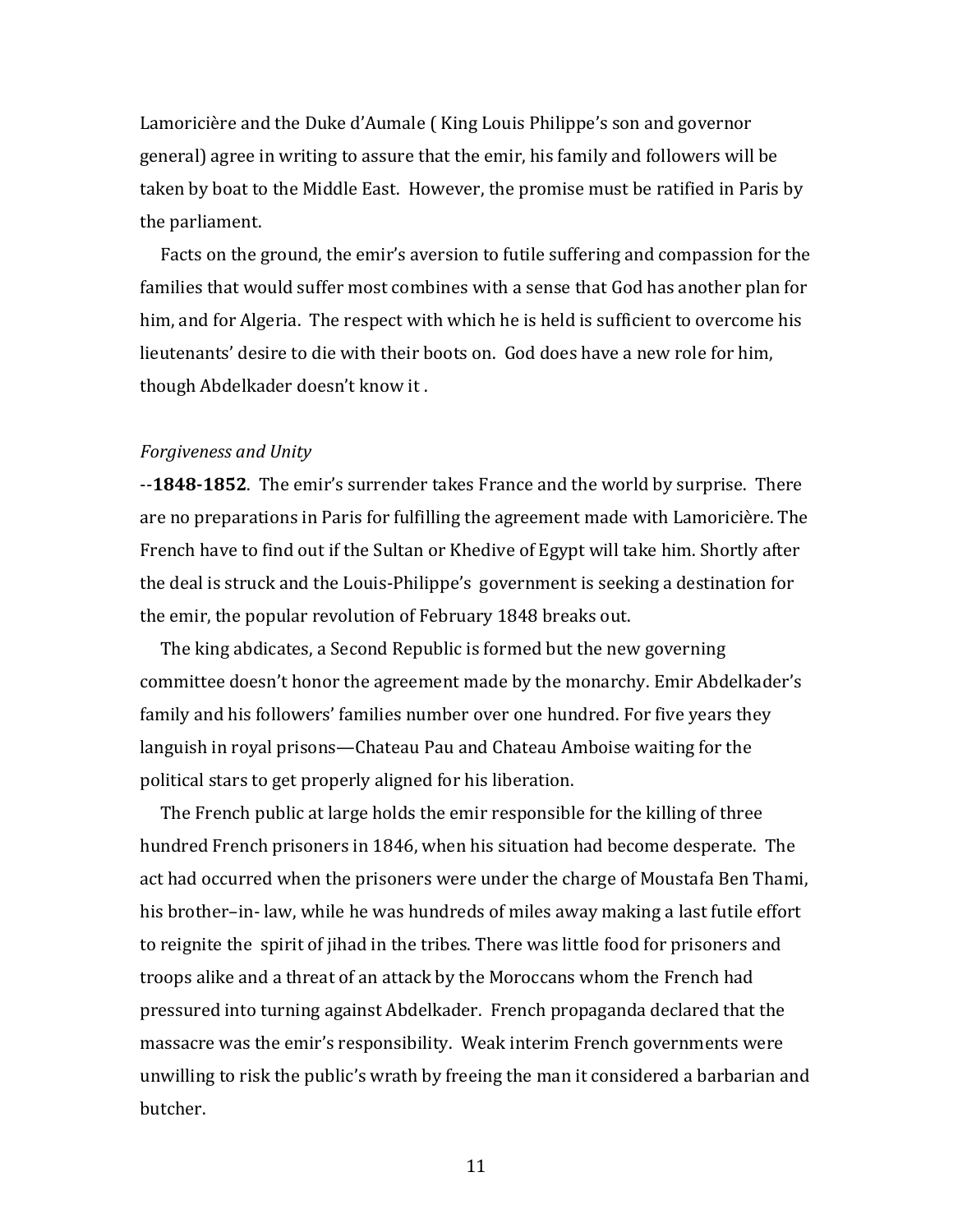Lamoricière and the Duke d'Aumale ( King Louis Philippe's son and governor general) agree in writing to assure that the emir, his family and followers will be taken by boat to the Middle East. However, the promise must be ratified in Paris by the parliament.

Facts on the ground, the emir's aversion to futile suffering and compassion for the families that would suffer most combines with a sense that God has another plan for him, and for Algeria. The respect with which he is held is sufficient to overcome his lieutenants' desire to die with their boots on. God does have a new role for him, though Abdelkader doesn't know it .

*Forgiveness and Unity*

--**1848-1852**. The emir's surrender takes France and the world by surprise. There are no preparations in Paris for fulfilling the agreement made with Lamoricière. The French have to find out if the Sultan or Khedive of Egypt will take him. Shortly after the deal is struck and the Louis-Philippe's government is seeking a destination for the emir, the popular revolution of February 1848 breaks out.

The king abdicates, a Second Republic is formed but the new governing committee doesn't honor the agreement made by the monarchy. Emir Abdelkader's family and his followers' families number over one hundred. For five years they languish in royal prisons—Chateau Pau and Chateau Amboise waiting for the political stars to get properly aligned for his liberation.

The French public at large holds the emir responsible for the killing of three hundred French prisoners in 1846, when his situation had become desperate. The act had occurred when the prisoners were under the charge of Moustafa Ben Thami, his brother–in- law, while he was hundreds of miles away making a last futile effort to reignite the spirit of jihad in the tribes. There was little food for prisoners and troops alike and a threat of an attack by the Moroccans whom the French had pressured into turning against Abdelkader. French propaganda declared that the massacre was the emir's responsibility. Weak interim French governments were unwilling to risk the public's wrath by freeing the man it considered a barbarian and butcher.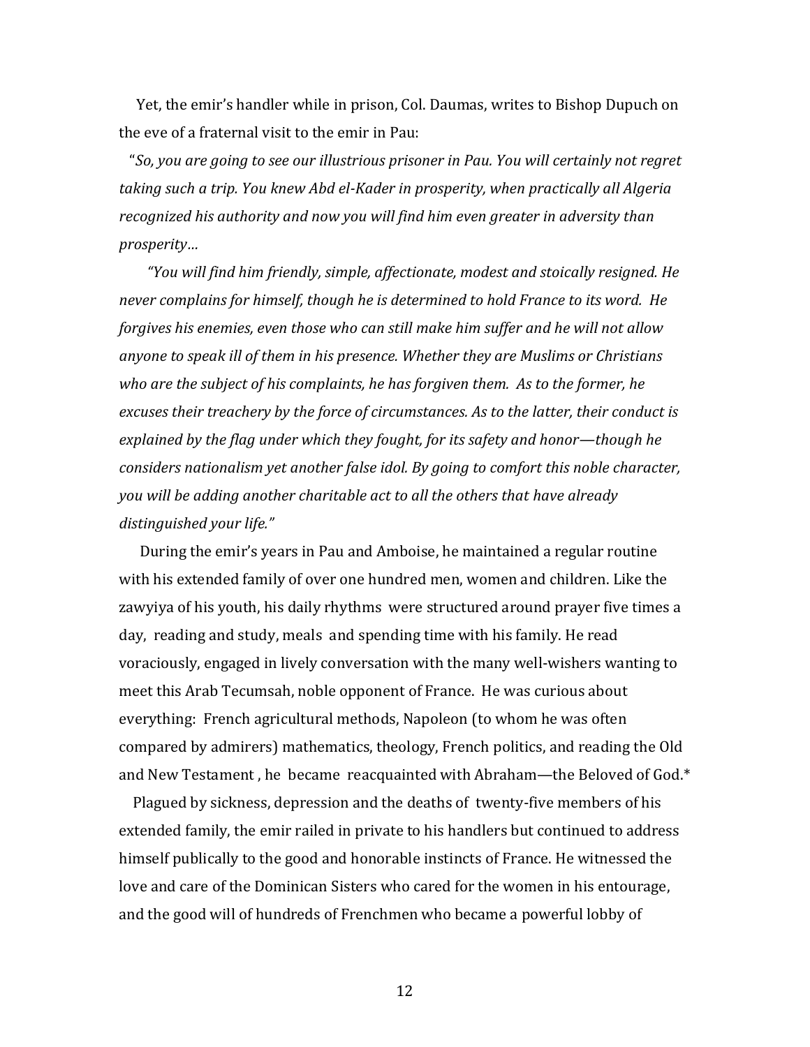Yet, the emir's handler while in prison, Col. Daumas, writes to Bishop Dupuch on the eve of a fraternal visit to the emir in Pau:

"*So, you are going to see our illustrious prisoner in Pau. You will certainly not regret taking such a trip. You knew Abd el-Kader in prosperity, when practically all Algeria recognized his authority and now you will find him even greater in adversity than prosperity…*

*"You will find him friendly, simple, affectionate, modest and stoically resigned. He never complains for himself, though he is determined to hold France to its word. He forgives his enemies, even those who can still make him suffer and he will not allow anyone to speak ill of them in his presence. Whether they are Muslims or Christians who are the subject of his complaints, he has forgiven them. As to the former, he excuses their treachery by the force of circumstances. As to the latter, their conduct is explained by the flag under which they fought, for its safety and honor—though he considers nationalism yet another false idol. By going to comfort this noble character, you will be adding another charitable act to all the others that have already distinguished your life."*

During the emir's years in Pau and Amboise, he maintained a regular routine with his extended family of over one hundred men, women and children. Like the zawyiya of his youth, his daily rhythms were structured around prayer five times a day, reading and study, meals and spending time with his family. He read voraciously, engaged in lively conversation with the many well-wishers wanting to meet this Arab Tecumsah, noble opponent of France. He was curious about everything: French agricultural methods, Napoleon (to whom he was often compared by admirers) mathematics, theology, French politics, and reading the Old and New Testament , he became reacquainted with Abraham—the Beloved of God.*

Plagued by sickness, depression and the deaths of twenty-five members of his extended family, the emir railed in private to his handlers but continued to address himself publically to the good and honorable instincts of France. He witnessed the love and care of the Dominican Sisters who cared for the women in his entourage, and the good will of hundreds of Frenchmen who became a powerful lobby of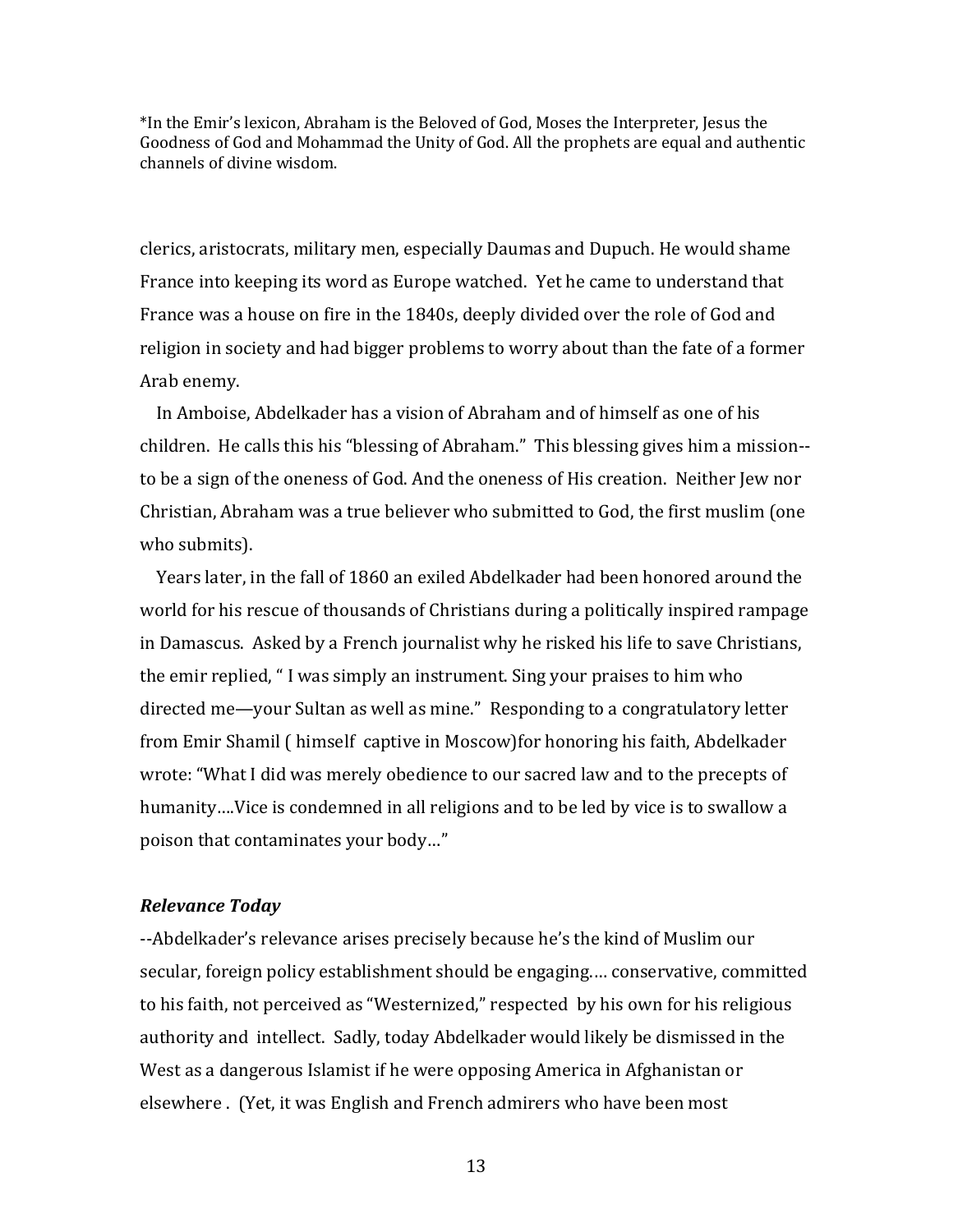*In the Emir's lexicon, Abraham is the Beloved of God, Moses the Interpreter, Jesus the Goodness of God and Mohammad the Unity of God. All the prophets are equal and authentic channels of divine wisdom.

clerics, aristocrats, military men, especially Daumas and Dupuch. He would shame France into keeping its word as Europe watched. Yet he came to understand that France was a house on fire in the 1840s, deeply divided over the role of God and religion in society and had bigger problems to worry about than the fate of a former Arab enemy.

In Amboise, Abdelkader has a vision of Abraham and of himself as one of his children. He calls this his "blessing of Abraham." This blessing gives him a mission--to be a sign of the oneness of God. And the oneness of His creation. Neither Jew nor Christian, Abraham was a true believer who submitted to God, the first muslim (one who submits).

Years later, in the fall of 1860 an exiled Abdelkader had been honored around the world for his rescue of thousands of Christians during a politically inspired rampage in Damascus. Asked by a French journalist why he risked his life to save Christians, the emir replied, " I was simply an instrument. Sing your praises to him who directed me—your Sultan as well as mine." Responding to a congratulatory letter from Emir Shamil ( himself captive in Moscow)for honoring his faith, Abdelkader wrote: "What I did was merely obedience to our sacred law and to the precepts of humanity….Vice is condemned in all religions and to be led by vice is to swallow a poison that contaminates your body…"

***Relevance Today***

--Abdelkader's relevance arises precisely because he's the kind of Muslim our secular, foreign policy establishment should be engaging…. conservative, committed to his faith, not perceived as "Westernized," respected by his own for his religious authority and intellect. Sadly, today Abdelkader would likely be dismissed in the West as a dangerous Islamist if he were opposing America in Afghanistan or elsewhere . (Yet, it was English and French admirers who have been most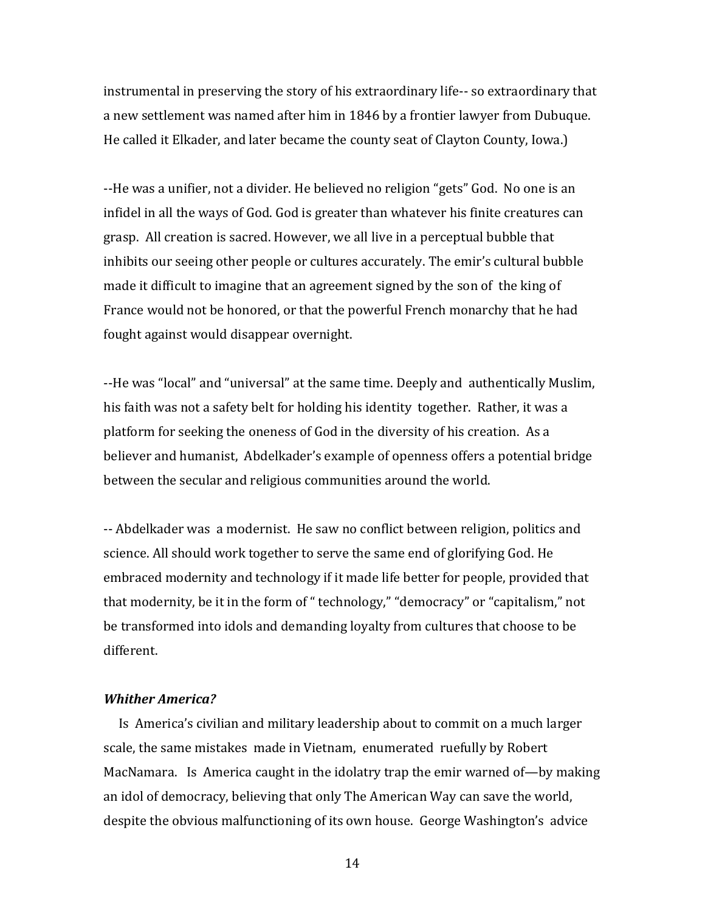instrumental in preserving the story of his extraordinary life-- so extraordinary that a new settlement was named after him in 1846 by a frontier lawyer from Dubuque. He called it Elkader, and later became the county seat of Clayton County, Iowa.)

--He was a unifier, not a divider. He believed no religion "gets" God. No one is an infidel in all the ways of God. God is greater than whatever his finite creatures can grasp. All creation is sacred. However, we all live in a perceptual bubble that inhibits our seeing other people or cultures accurately. The emir's cultural bubble made it difficult to imagine that an agreement signed by the son of the king of France would not be honored, or that the powerful French monarchy that he had fought against would disappear overnight.

--He was "local" and "universal" at the same time. Deeply and authentically Muslim, his faith was not a safety belt for holding his identity together. Rather, it was a platform for seeking the oneness of God in the diversity of his creation. As a believer and humanist, Abdelkader's example of openness offers a potential bridge between the secular and religious communities around the world.

-- Abdelkader was a modernist. He saw no conflict between religion, politics and science. All should work together to serve the same end of glorifying God. He embraced modernity and technology if it made life better for people, provided that that modernity, be it in the form of " technology," "democracy" or "capitalism," not be transformed into idols and demanding loyalty from cultures that choose to be different.

***Whither America?***

Is America's civilian and military leadership about to commit on a much larger scale, the same mistakes made in Vietnam, enumerated ruefully by Robert MacNamara. Is America caught in the idolatry trap the emir warned of—by making an idol of democracy, believing that only The American Way can save the world, despite the obvious malfunctioning of its own house. George Washington's advice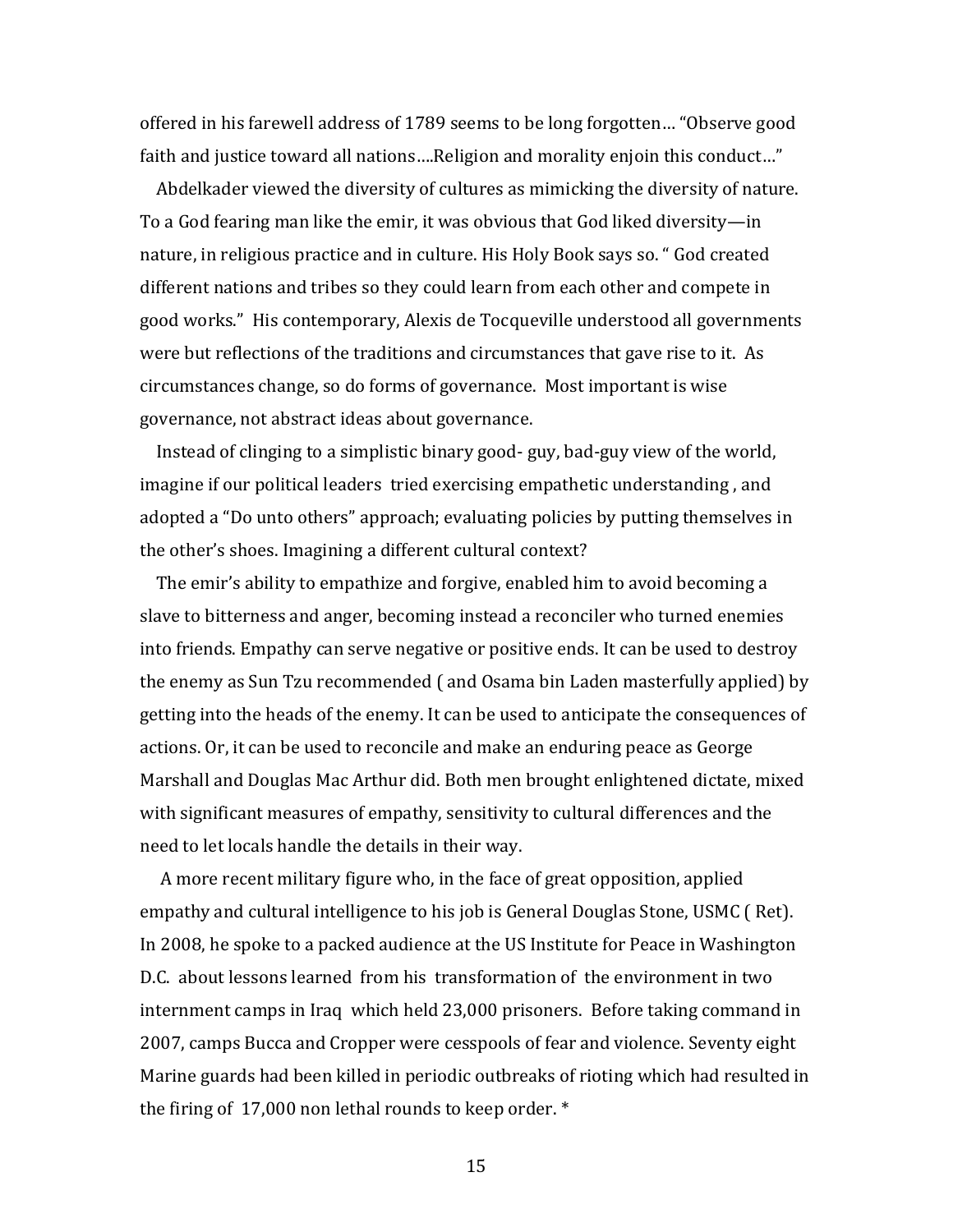offered in his farewell address of 1789 seems to be long forgotten… "Observe good faith and justice toward all nations….Religion and morality enjoin this conduct…"

Abdelkader viewed the diversity of cultures as mimicking the diversity of nature. To a God fearing man like the emir, it was obvious that God liked diversity—in nature, in religious practice and in culture. His Holy Book says so. " God created different nations and tribes so they could learn from each other and compete in good works." His contemporary, Alexis de Tocqueville understood all governments were but reflections of the traditions and circumstances that gave rise to it. As circumstances change, so do forms of governance. Most important is wise governance, not abstract ideas about governance.

Instead of clinging to a simplistic binary good- guy, bad-guy view of the world, imagine if our political leaders tried exercising empathetic understanding , and adopted a "Do unto others" approach; evaluating policies by putting themselves in the other's shoes. Imagining a different cultural context?

The emir's ability to empathize and forgive, enabled him to avoid becoming a slave to bitterness and anger, becoming instead a reconciler who turned enemies into friends. Empathy can serve negative or positive ends. It can be used to destroy the enemy as Sun Tzu recommended ( and Osama bin Laden masterfully applied) by getting into the heads of the enemy. It can be used to anticipate the consequences of actions. Or, it can be used to reconcile and make an enduring peace as George Marshall and Douglas Mac Arthur did. Both men brought enlightened dictate, mixed with significant measures of empathy, sensitivity to cultural differences and the need to let locals handle the details in their way.

A more recent military figure who, in the face of great opposition, applied empathy and cultural intelligence to his job is General Douglas Stone, USMC ( Ret). In 2008, he spoke to a packed audience at the US Institute for Peace in Washington D.C. about lessons learned from his transformation of the environment in two internment camps in Iraq which held 23,000 prisoners. Before taking command in 2007, camps Bucca and Cropper were cesspools of fear and violence. Seventy eight Marine guards had been killed in periodic outbreaks of rioting which had resulted in the firing of 17,000 non lethal rounds to keep order. *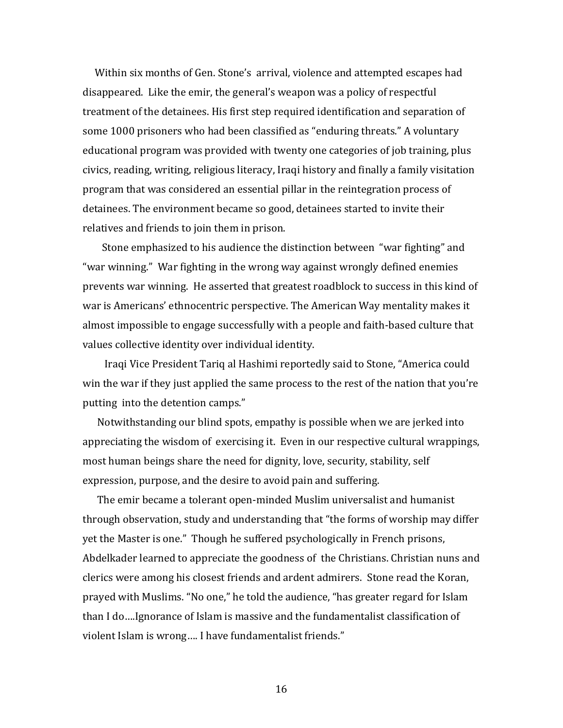Within six months of Gen. Stone's arrival, violence and attempted escapes had disappeared. Like the emir, the general's weapon was a policy of respectful treatment of the detainees. His first step required identification and separation of some 1000 prisoners who had been classified as "enduring threats." A voluntary educational program was provided with twenty one categories of job training, plus civics, reading, writing, religious literacy, Iraqi history and finally a family visitation program that was considered an essential pillar in the reintegration process of detainees. The environment became so good, detainees started to invite their relatives and friends to join them in prison.

Stone emphasized to his audience the distinction between "war fighting" and "war winning." War fighting in the wrong way against wrongly defined enemies prevents war winning. He asserted that greatest roadblock to success in this kind of war is Americans' ethnocentric perspective. The American Way mentality makes it almost impossible to engage successfully with a people and faith-based culture that values collective identity over individual identity.

Iraqi Vice President Tariq al Hashimi reportedly said to Stone, "America could win the war if they just applied the same process to the rest of the nation that you're putting into the detention camps."

Notwithstanding our blind spots, empathy is possible when we are jerked into appreciating the wisdom of exercising it. Even in our respective cultural wrappings, most human beings share the need for dignity, love, security, stability, self expression, purpose, and the desire to avoid pain and suffering.

The emir became a tolerant open-minded Muslim universalist and humanist through observation, study and understanding that "the forms of worship may differ yet the Master is one." Though he suffered psychologically in French prisons, Abdelkader learned to appreciate the goodness of the Christians. Christian nuns and clerics were among his closest friends and ardent admirers. Stone read the Koran, prayed with Muslims. "No one," he told the audience, "has greater regard for Islam than I do….Ignorance of Islam is massive and the fundamentalist classification of violent Islam is wrong…. I have fundamentalist friends."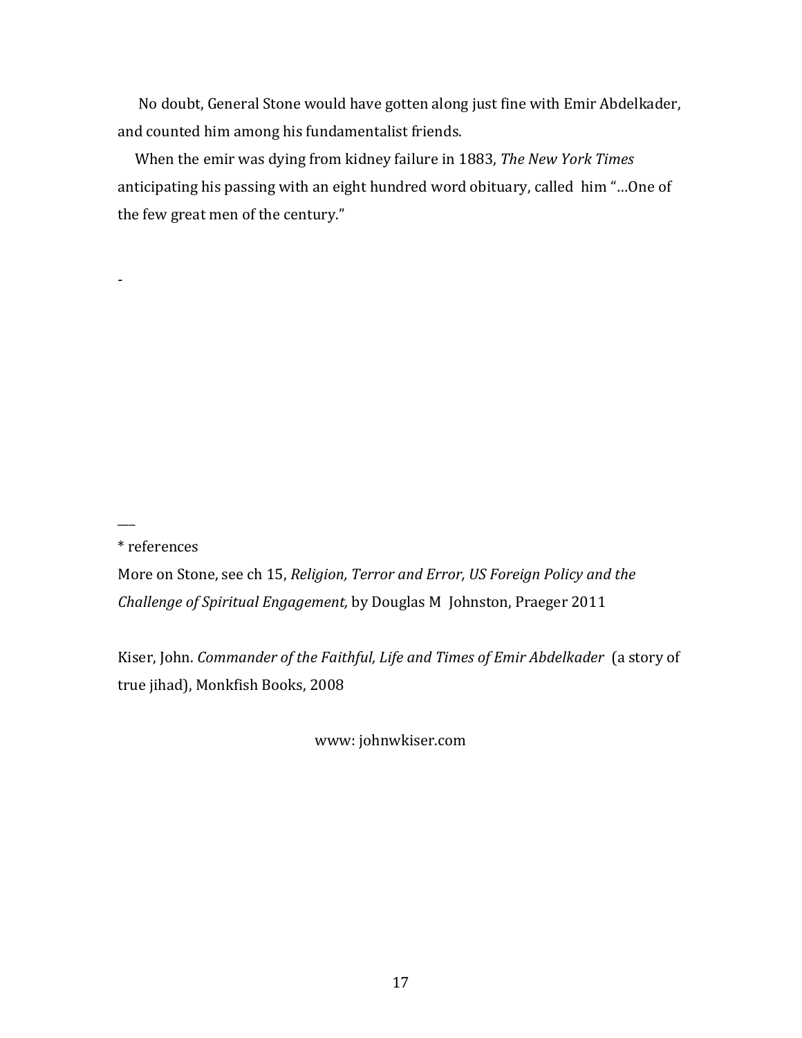No doubt, General Stone would have gotten along just fine with Emir Abdelkader, and counted him among his fundamentalist friends.

When the emir was dying from kidney failure in 1883, *The New York Times* anticipating his passing with an eight hundred word obituary, called him "…One of the few great men of the century."

-

___

* references

More on Stone, see ch 15, *Religion, Terror and Error, US Foreign Policy and the Challenge of Spiritual Engagement,* by Douglas M Johnston, Praeger 2011

Kiser, John. *Commander of the Faithful, Life and Times of Emir Abdelkader* (a story of true jihad), Monkfish Books, 2008

www: johnwkiser.com